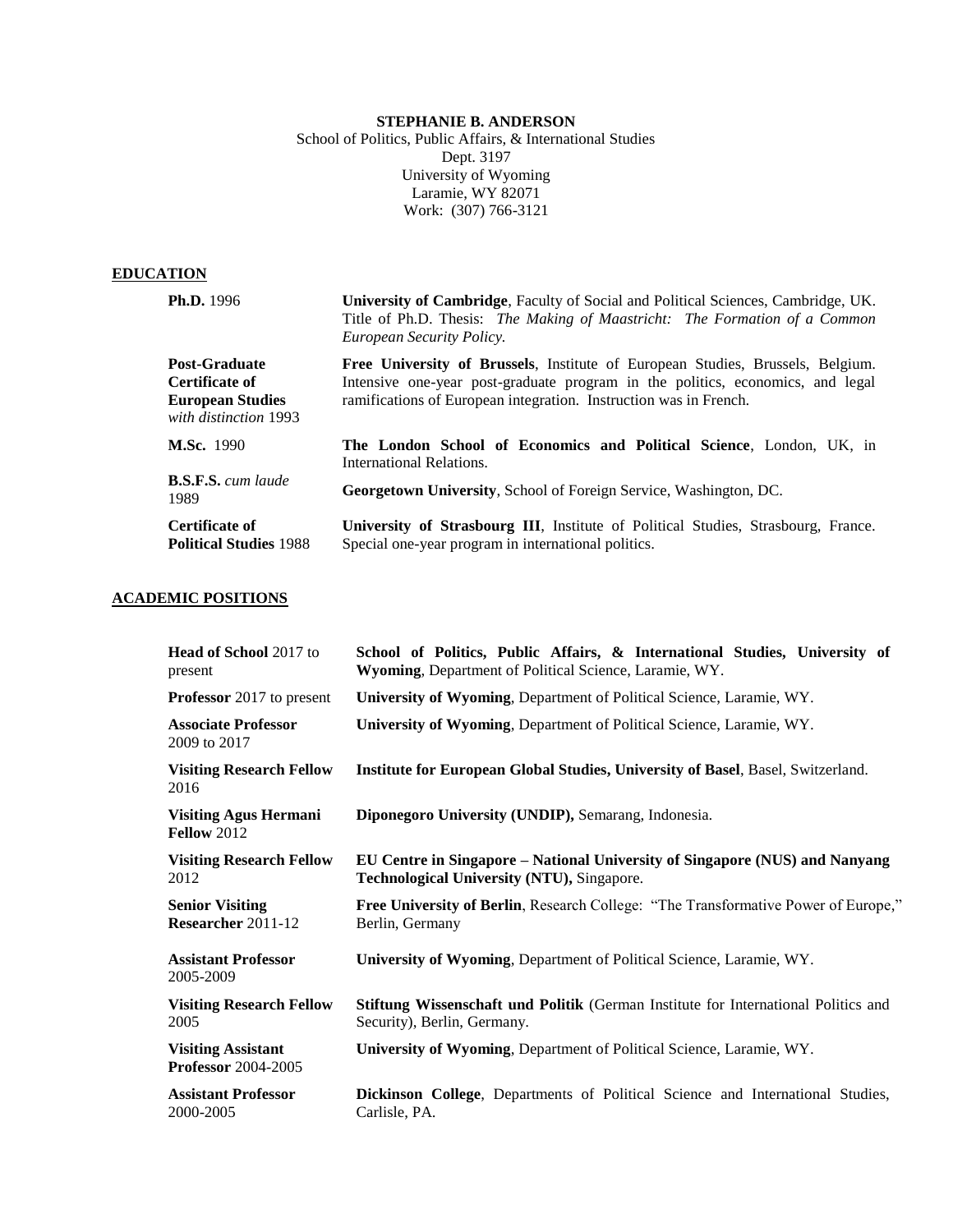**STEPHANIE B. ANDERSON**

School of Politics, Public Affairs, & International Studies
Dept. 3197
University of Wyoming
Laramie, WY 82071
Work: (307) 766-3121

## EDUCATION

**Ph.D.** 1996 — **University of Cambridge**, Faculty of Social and Political Sciences, Cambridge, UK. Title of Ph.D. Thesis: *The Making of Maastricht: The Formation of a Common European Security Policy.*

**Post-Graduate Certificate of European Studies** *with distinction* 1993 — **Free University of Brussels**, Institute of European Studies, Brussels, Belgium. Intensive one-year post-graduate program in the politics, economics, and legal ramifications of European integration. Instruction was in French.

**M.Sc.** 1990 — **The London School of Economics and Political Science**, London, UK, in International Relations.

**B.S.F.S.** *cum laude* 1989 — **Georgetown University**, School of Foreign Service, Washington, DC.

**Certificate of Political Studies** 1988 — **University of Strasbourg III**, Institute of Political Studies, Strasbourg, France. Special one-year program in international politics.

## ACADEMIC POSITIONS

**Head of School** 2017 to present — **School of Politics, Public Affairs, & International Studies, University of Wyoming**, Department of Political Science, Laramie, WY.

**Professor** 2017 to present — **University of Wyoming**, Department of Political Science, Laramie, WY.

**Associate Professor** 2009 to 2017 — **University of Wyoming**, Department of Political Science, Laramie, WY.

**Visiting Research Fellow** 2016 — **Institute for European Global Studies, University of Basel**, Basel, Switzerland.

**Visiting Agus Hermani Fellow** 2012 — **Diponegoro University (UNDIP),** Semarang, Indonesia.

**Visiting Research Fellow** 2012 — **EU Centre in Singapore – National University of Singapore (NUS) and Nanyang Technological University (NTU),** Singapore.

**Senior Visiting Researcher** 2011-12 — **Free University of Berlin**, Research College: "The Transformative Power of Europe," Berlin, Germany

**Assistant Professor** 2005-2009 — **University of Wyoming**, Department of Political Science, Laramie, WY.

**Visiting Research Fellow** 2005 — **Stiftung Wissenschaft und Politik** (German Institute for International Politics and Security), Berlin, Germany.

**Visiting Assistant Professor** 2004-2005 — **University of Wyoming**, Department of Political Science, Laramie, WY.

**Assistant Professor** 2000-2005 — **Dickinson College**, Departments of Political Science and International Studies, Carlisle, PA.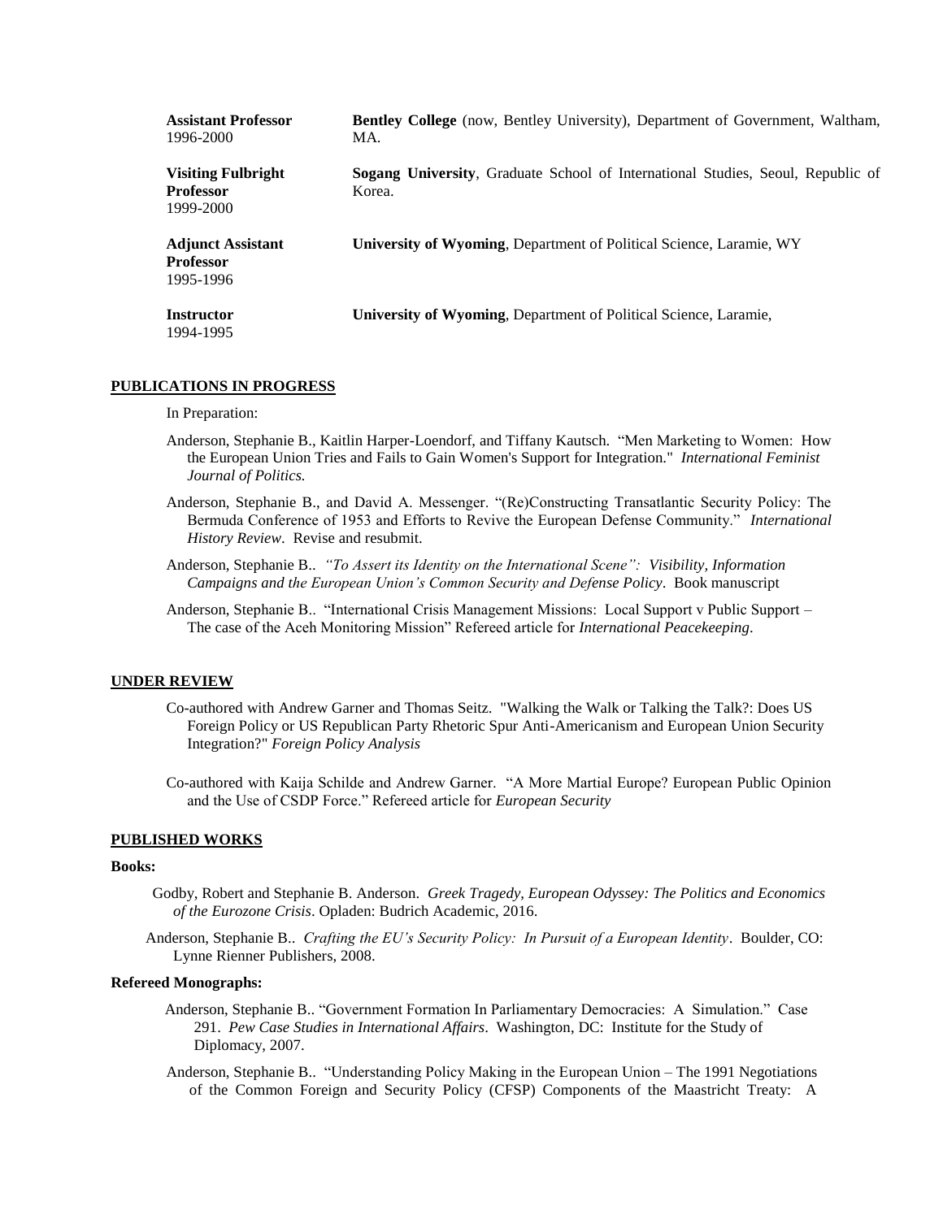| | |
|---|---|
| **Assistant Professor** 1996-2000 | **Bentley College** (now, Bentley University), Department of Government, Waltham, MA. |
| **Visiting Fulbright Professor** 1999-2000 | **Sogang University**, Graduate School of International Studies, Seoul, Republic of Korea. |
| **Adjunct Assistant Professor** 1995-1996 | **University of Wyoming**, Department of Political Science, Laramie, WY |
| **Instructor** 1994-1995 | **University of Wyoming**, Department of Political Science, Laramie, |

## PUBLICATIONS IN PROGRESS

In Preparation:

Anderson, Stephanie B., Kaitlin Harper-Loendorf, and Tiffany Kautsch. "Men Marketing to Women: How the European Union Tries and Fails to Gain Women's Support for Integration." *International Feminist Journal of Politics.*

Anderson, Stephanie B., and David A. Messenger. "(Re)Constructing Transatlantic Security Policy: The Bermuda Conference of 1953 and Efforts to Revive the European Defense Community." *International History Review*. Revise and resubmit.

Anderson, Stephanie B.. *"To Assert its Identity on the International Scene": Visibility, Information Campaigns and the European Union's Common Security and Defense Policy*. Book manuscript

Anderson, Stephanie B.. "International Crisis Management Missions: Local Support v Public Support – The case of the Aceh Monitoring Mission" Refereed article for *International Peacekeeping*.

## UNDER REVIEW

Co-authored with Andrew Garner and Thomas Seitz. "Walking the Walk or Talking the Talk?: Does US Foreign Policy or US Republican Party Rhetoric Spur Anti-Americanism and European Union Security Integration?" *Foreign Policy Analysis*

Co-authored with Kaija Schilde and Andrew Garner. "A More Martial Europe? European Public Opinion and the Use of CSDP Force." Refereed article for *European Security*

## PUBLISHED WORKS

### Books:

Godby, Robert and Stephanie B. Anderson. *Greek Tragedy, European Odyssey: The Politics and Economics of the Eurozone Crisis*. Opladen: Budrich Academic, 2016.

Anderson, Stephanie B.. *Crafting the EU's Security Policy: In Pursuit of a European Identity*. Boulder, CO: Lynne Rienner Publishers, 2008.

### Refereed Monographs:

Anderson, Stephanie B.. "Government Formation In Parliamentary Democracies: A Simulation." Case 291. *Pew Case Studies in International Affairs*. Washington, DC: Institute for the Study of Diplomacy, 2007.

Anderson, Stephanie B.. "Understanding Policy Making in the European Union – The 1991 Negotiations of the Common Foreign and Security Policy (CFSP) Components of the Maastricht Treaty: A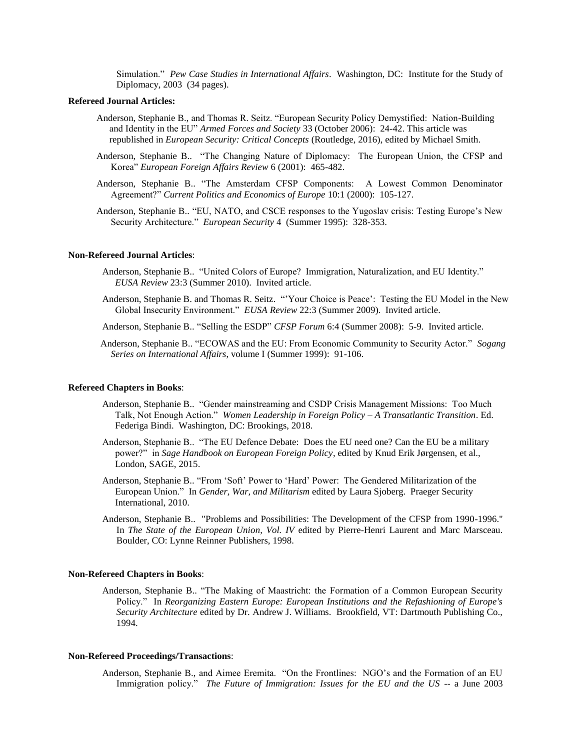Simulation." *Pew Case Studies in International Affairs*. Washington, DC: Institute for the Study of Diplomacy, 2003 (34 pages).

**Refereed Journal Articles:**

Anderson, Stephanie B., and Thomas R. Seitz. "European Security Policy Demystified: Nation-Building and Identity in the EU" *Armed Forces and Society* 33 (October 2006): 24-42. This article was republished in *European Security: Critical Concepts* (Routledge, 2016), edited by Michael Smith.

Anderson, Stephanie B.. "The Changing Nature of Diplomacy: The European Union, the CFSP and Korea" *European Foreign Affairs Review* 6 (2001): 465-482.

Anderson, Stephanie B.. "The Amsterdam CFSP Components: A Lowest Common Denominator Agreement?" *Current Politics and Economics of Europe* 10:1 (2000): 105-127.

Anderson, Stephanie B.. "EU, NATO, and CSCE responses to the Yugoslav crisis: Testing Europe's New Security Architecture." *European Security* 4 (Summer 1995): 328-353.

**Non-Refereed Journal Articles**:

Anderson, Stephanie B.. "United Colors of Europe? Immigration, Naturalization, and EU Identity." *EUSA Review* 23:3 (Summer 2010). Invited article.

Anderson, Stephanie B. and Thomas R. Seitz. "'Your Choice is Peace': Testing the EU Model in the New Global Insecurity Environment." *EUSA Review* 22:3 (Summer 2009). Invited article.

Anderson, Stephanie B.. "Selling the ESDP" *CFSP Forum* 6:4 (Summer 2008): 5-9. Invited article.

Anderson, Stephanie B.. "ECOWAS and the EU: From Economic Community to Security Actor." *Sogang Series on International Affairs*, volume I (Summer 1999): 91-106.

**Refereed Chapters in Books**:

Anderson, Stephanie B.. "Gender mainstreaming and CSDP Crisis Management Missions: Too Much Talk, Not Enough Action." *Women Leadership in Foreign Policy – A Transatlantic Transition*. Ed. Federiga Bindi. Washington, DC: Brookings, 2018.

Anderson, Stephanie B.. "The EU Defence Debate: Does the EU need one? Can the EU be a military power?" in *Sage Handbook on European Foreign Policy*, edited by Knud Erik Jørgensen, et al., London, SAGE, 2015.

Anderson, Stephanie B.. "From 'Soft' Power to 'Hard' Power: The Gendered Militarization of the European Union." In *Gender, War, and Militarism* edited by Laura Sjoberg. Praeger Security International, 2010.

Anderson, Stephanie B.. "Problems and Possibilities: The Development of the CFSP from 1990-1996." In *The State of the European Union, Vol. IV* edited by Pierre-Henri Laurent and Marc Marsceau. Boulder, CO: Lynne Reinner Publishers, 1998.

**Non-Refereed Chapters in Books**:

Anderson, Stephanie B.. "The Making of Maastricht: the Formation of a Common European Security Policy." In *Reorganizing Eastern Europe: European Institutions and the Refashioning of Europe's Security Architecture* edited by Dr. Andrew J. Williams. Brookfield, VT: Dartmouth Publishing Co., 1994.

**Non-Refereed Proceedings/Transactions**:

Anderson, Stephanie B., and Aimee Eremita. "On the Frontlines: NGO's and the Formation of an EU Immigration policy." *The Future of Immigration: Issues for the EU and the US* -- a June 2003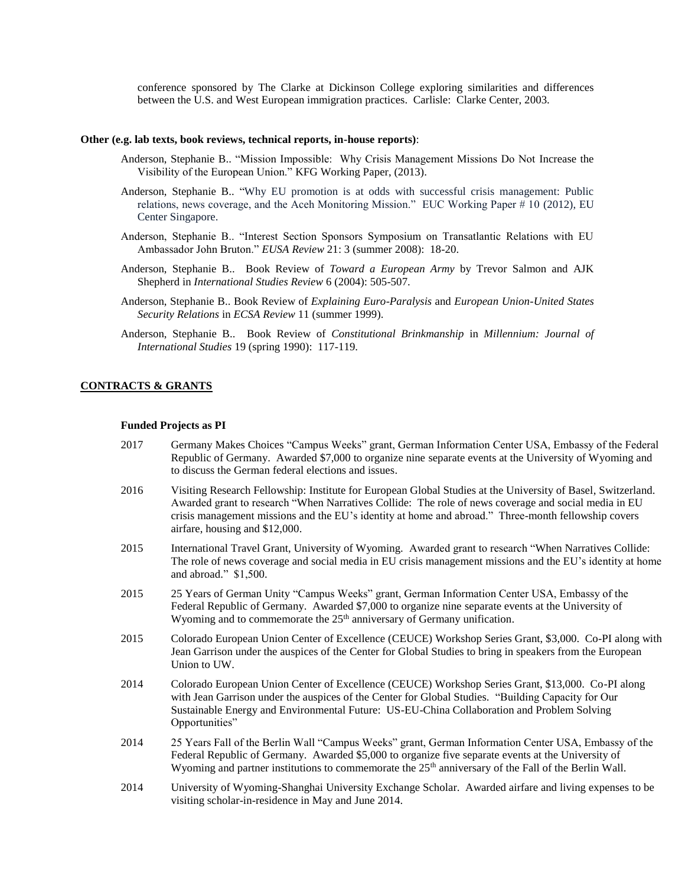conference sponsored by The Clarke at Dickinson College exploring similarities and differences between the U.S. and West European immigration practices. Carlisle: Clarke Center, 2003.

**Other (e.g. lab texts, book reviews, technical reports, in-house reports)**:

Anderson, Stephanie B.. "Mission Impossible: Why Crisis Management Missions Do Not Increase the Visibility of the European Union." KFG Working Paper, (2013).

Anderson, Stephanie B.. "Why EU promotion is at odds with successful crisis management: Public relations, news coverage, and the Aceh Monitoring Mission." EUC Working Paper # 10 (2012), EU Center Singapore.

Anderson, Stephanie B.. "Interest Section Sponsors Symposium on Transatlantic Relations with EU Ambassador John Bruton." *EUSA Review* 21: 3 (summer 2008): 18-20.

Anderson, Stephanie B.. Book Review of *Toward a European Army* by Trevor Salmon and AJK Shepherd in *International Studies Review* 6 (2004): 505-507.

Anderson, Stephanie B.. Book Review of *Explaining Euro-Paralysis* and *European Union-United States Security Relations* in *ECSA Review* 11 (summer 1999).

Anderson, Stephanie B.. Book Review of *Constitutional Brinkmanship* in *Millennium: Journal of International Studies* 19 (spring 1990): 117-119.

## CONTRACTS & GRANTS

### Funded Projects as PI

2017 Germany Makes Choices "Campus Weeks" grant, German Information Center USA, Embassy of the Federal Republic of Germany. Awarded $7,000 to organize nine separate events at the University of Wyoming and to discuss the German federal elections and issues.

2016 Visiting Research Fellowship: Institute for European Global Studies at the University of Basel, Switzerland. Awarded grant to research "When Narratives Collide: The role of news coverage and social media in EU crisis management missions and the EU's identity at home and abroad." Three-month fellowship covers airfare, housing and $12,000.

2015 International Travel Grant, University of Wyoming. Awarded grant to research "When Narratives Collide: The role of news coverage and social media in EU crisis management missions and the EU's identity at home and abroad." $1,500.

2015 25 Years of German Unity "Campus Weeks" grant, German Information Center USA, Embassy of the Federal Republic of Germany. Awarded $7,000 to organize nine separate events at the University of Wyoming and to commemorate the 25th anniversary of Germany unification.

2015 Colorado European Union Center of Excellence (CEUCE) Workshop Series Grant, $3,000. Co-PI along with Jean Garrison under the auspices of the Center for Global Studies to bring in speakers from the European Union to UW.

2014 Colorado European Union Center of Excellence (CEUCE) Workshop Series Grant, $13,000. Co-PI along with Jean Garrison under the auspices of the Center for Global Studies. "Building Capacity for Our Sustainable Energy and Environmental Future: US-EU-China Collaboration and Problem Solving Opportunities"

2014 25 Years Fall of the Berlin Wall "Campus Weeks" grant, German Information Center USA, Embassy of the Federal Republic of Germany. Awarded $5,000 to organize five separate events at the University of Wyoming and partner institutions to commemorate the 25th anniversary of the Fall of the Berlin Wall.

2014 University of Wyoming-Shanghai University Exchange Scholar. Awarded airfare and living expenses to be visiting scholar-in-residence in May and June 2014.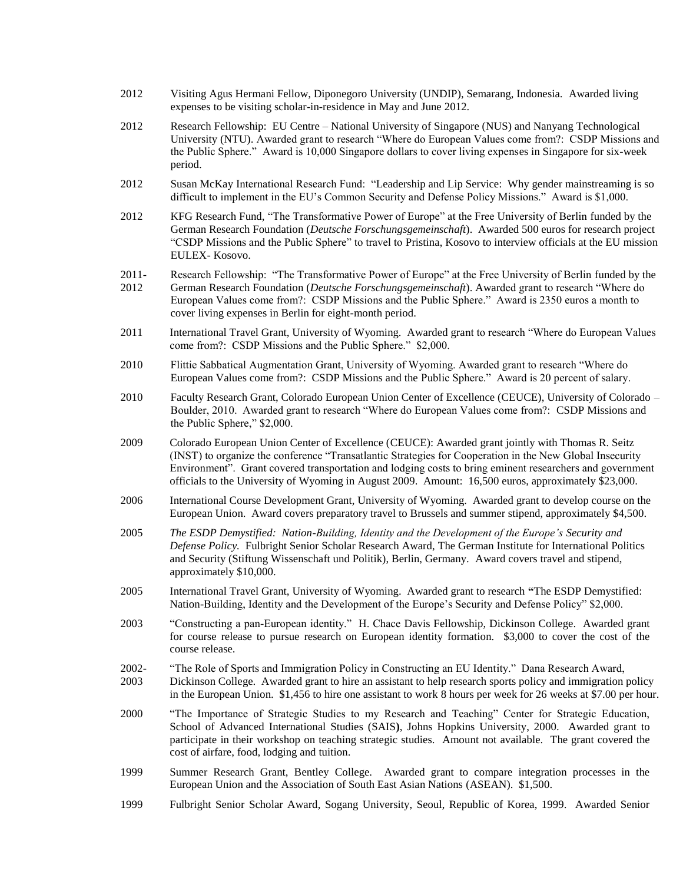2012 Visiting Agus Hermani Fellow, Diponegoro University (UNDIP), Semarang, Indonesia. Awarded living expenses to be visiting scholar-in-residence in May and June 2012.

2012 Research Fellowship: EU Centre – National University of Singapore (NUS) and Nanyang Technological University (NTU). Awarded grant to research "Where do European Values come from?: CSDP Missions and the Public Sphere." Award is 10,000 Singapore dollars to cover living expenses in Singapore for six-week period.

2012 Susan McKay International Research Fund: "Leadership and Lip Service: Why gender mainstreaming is so difficult to implement in the EU's Common Security and Defense Policy Missions." Award is $1,000.

2012 KFG Research Fund, "The Transformative Power of Europe" at the Free University of Berlin funded by the German Research Foundation (*Deutsche Forschungsgemeinschaft*). Awarded 500 euros for research project "CSDP Missions and the Public Sphere" to travel to Pristina, Kosovo to interview officials at the EU mission EULEX- Kosovo.

2011-2012 Research Fellowship: "The Transformative Power of Europe" at the Free University of Berlin funded by the German Research Foundation (*Deutsche Forschungsgemeinschaft*). Awarded grant to research "Where do European Values come from?: CSDP Missions and the Public Sphere." Award is 2350 euros a month to cover living expenses in Berlin for eight-month period.

2011 International Travel Grant, University of Wyoming. Awarded grant to research "Where do European Values come from?: CSDP Missions and the Public Sphere." $2,000.

2010 Flittie Sabbatical Augmentation Grant, University of Wyoming. Awarded grant to research "Where do European Values come from?: CSDP Missions and the Public Sphere." Award is 20 percent of salary.

2010 Faculty Research Grant, Colorado European Union Center of Excellence (CEUCE), University of Colorado – Boulder, 2010. Awarded grant to research "Where do European Values come from?: CSDP Missions and the Public Sphere," $2,000.

2009 Colorado European Union Center of Excellence (CEUCE): Awarded grant jointly with Thomas R. Seitz (INST) to organize the conference "Transatlantic Strategies for Cooperation in the New Global Insecurity Environment". Grant covered transportation and lodging costs to bring eminent researchers and government officials to the University of Wyoming in August 2009. Amount: 16,500 euros, approximately $23,000.

2006 International Course Development Grant, University of Wyoming. Awarded grant to develop course on the European Union. Award covers preparatory travel to Brussels and summer stipend, approximately $4,500.

2005 *The ESDP Demystified: Nation-Building, Identity and the Development of the Europe's Security and Defense Policy.* Fulbright Senior Scholar Research Award, The German Institute for International Politics and Security (Stiftung Wissenschaft und Politik), Berlin, Germany. Award covers travel and stipend, approximately $10,000.

2005 International Travel Grant, University of Wyoming. Awarded grant to research **"**The ESDP Demystified: Nation-Building, Identity and the Development of the Europe's Security and Defense Policy" $2,000.

2003 "Constructing a pan-European identity." H. Chace Davis Fellowship, Dickinson College. Awarded grant for course release to pursue research on European identity formation. $3,000 to cover the cost of the course release.

2002-2003 "The Role of Sports and Immigration Policy in Constructing an EU Identity." Dana Research Award, Dickinson College. Awarded grant to hire an assistant to help research sports policy and immigration policy in the European Union. $1,456 to hire one assistant to work 8 hours per week for 26 weeks at $7.00 per hour.

2000 "The Importance of Strategic Studies to my Research and Teaching" Center for Strategic Education, School of Advanced International Studies (SAIS**)**, Johns Hopkins University, 2000. Awarded grant to participate in their workshop on teaching strategic studies. Amount not available. The grant covered the cost of airfare, food, lodging and tuition.

1999 Summer Research Grant, Bentley College. Awarded grant to compare integration processes in the European Union and the Association of South East Asian Nations (ASEAN). $1,500.

1999 Fulbright Senior Scholar Award, Sogang University, Seoul, Republic of Korea, 1999. Awarded Senior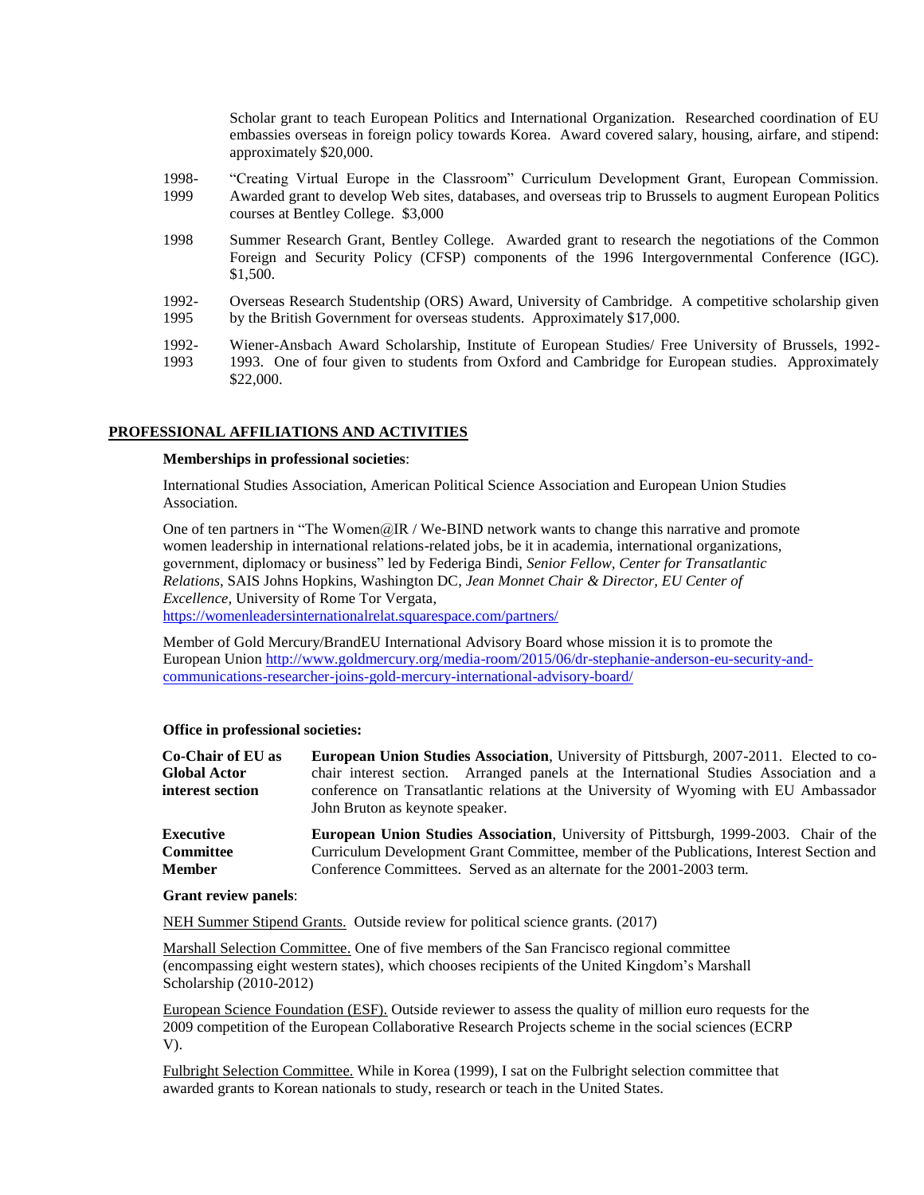Scholar grant to teach European Politics and International Organization. Researched coordination of EU embassies overseas in foreign policy towards Korea. Award covered salary, housing, airfare, and stipend: approximately $20,000.

1998-1999 "Creating Virtual Europe in the Classroom" Curriculum Development Grant, European Commission. Awarded grant to develop Web sites, databases, and overseas trip to Brussels to augment European Politics courses at Bentley College. $3,000

1998 Summer Research Grant, Bentley College. Awarded grant to research the negotiations of the Common Foreign and Security Policy (CFSP) components of the 1996 Intergovernmental Conference (IGC). $1,500.

1992-1995 Overseas Research Studentship (ORS) Award, University of Cambridge. A competitive scholarship given by the British Government for overseas students. Approximately $17,000.

1992-1993 Wiener-Ansbach Award Scholarship, Institute of European Studies/ Free University of Brussels, 1992-1993. One of four given to students from Oxford and Cambridge for European studies. Approximately $22,000.

## PROFESSIONAL AFFILIATIONS AND ACTIVITIES

**Memberships in professional societies**:

International Studies Association, American Political Science Association and European Union Studies Association.

One of ten partners in "The Women@IR / We-BIND network wants to change this narrative and promote women leadership in international relations-related jobs, be it in academia, international organizations, government, diplomacy or business" led by Federiga Bindi, *Senior Fellow, Center for Transatlantic Relations,* SAIS Johns Hopkins, Washington DC, *Jean Monnet Chair & Director, EU Center of Excellence,* University of Rome Tor Vergata, https://womenleadersinternationalrelat.squarespace.com/partners/

Member of Gold Mercury/BrandEU International Advisory Board whose mission it is to promote the European Union http://www.goldmercury.org/media-room/2015/06/dr-stephanie-anderson-eu-security-and-communications-researcher-joins-gold-mercury-international-advisory-board/

**Office in professional societies:**

**Co-Chair of EU as Global Actor interest section** — **European Union Studies Association**, University of Pittsburgh, 2007-2011. Elected to co-chair interest section. Arranged panels at the International Studies Association and a conference on Transatlantic relations at the University of Wyoming with EU Ambassador John Bruton as keynote speaker.

**Executive Committee Member** — **European Union Studies Association**, University of Pittsburgh, 1999-2003. Chair of the Curriculum Development Grant Committee, member of the Publications, Interest Section and Conference Committees. Served as an alternate for the 2001-2003 term.

**Grant review panels**:

NEH Summer Stipend Grants. Outside review for political science grants. (2017)

Marshall Selection Committee. One of five members of the San Francisco regional committee (encompassing eight western states), which chooses recipients of the United Kingdom's Marshall Scholarship (2010-2012)

European Science Foundation (ESF). Outside reviewer to assess the quality of million euro requests for the 2009 competition of the European Collaborative Research Projects scheme in the social sciences (ECRP V).

Fulbright Selection Committee. While in Korea (1999), I sat on the Fulbright selection committee that awarded grants to Korean nationals to study, research or teach in the United States.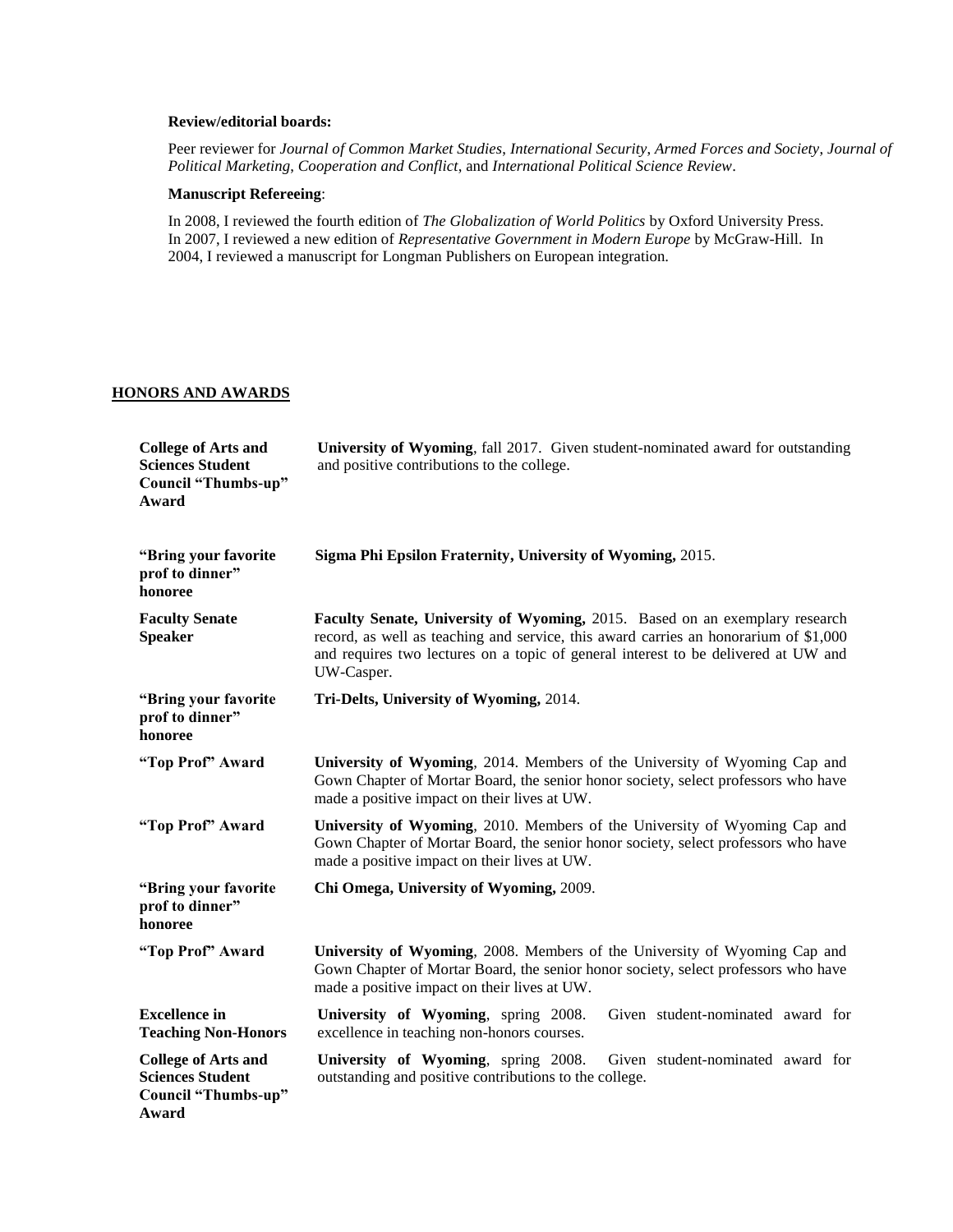**Review/editorial boards:**

Peer reviewer for *Journal of Common Market Studies*, *International Security, Armed Forces and Society, Journal of Political Marketing*, *Cooperation and Conflict*, and *International Political Science Review*.

**Manuscript Refereeing**:

In 2008, I reviewed the fourth edition of *The Globalization of World Politics* by Oxford University Press. In 2007, I reviewed a new edition of *Representative Government in Modern Europe* by McGraw-Hill. In 2004, I reviewed a manuscript for Longman Publishers on European integration.

## HONORS AND AWARDS

| | |
|---|---|
| **College of Arts and Sciences Student Council "Thumbs-up" Award** | **University of Wyoming**, fall 2017. Given student-nominated award for outstanding and positive contributions to the college. |
| **"Bring your favorite prof to dinner" honoree** | **Sigma Phi Epsilon Fraternity, University of Wyoming,** 2015. |
| **Faculty Senate Speaker** | **Faculty Senate, University of Wyoming,** 2015. Based on an exemplary research record, as well as teaching and service, this award carries an honorarium of $1,000 and requires two lectures on a topic of general interest to be delivered at UW and UW-Casper. |
| **"Bring your favorite prof to dinner" honoree** | **Tri-Delts, University of Wyoming,** 2014. |
| **"Top Prof" Award** | **University of Wyoming**, 2014. Members of the University of Wyoming Cap and Gown Chapter of Mortar Board, the senior honor society, select professors who have made a positive impact on their lives at UW. |
| **"Top Prof" Award** | **University of Wyoming**, 2010. Members of the University of Wyoming Cap and Gown Chapter of Mortar Board, the senior honor society, select professors who have made a positive impact on their lives at UW. |
| **"Bring your favorite prof to dinner" honoree** | **Chi Omega, University of Wyoming,** 2009. |
| **"Top Prof" Award** | **University of Wyoming**, 2008. Members of the University of Wyoming Cap and Gown Chapter of Mortar Board, the senior honor society, select professors who have made a positive impact on their lives at UW. |
| **Excellence in Teaching Non-Honors** | **University of Wyoming**, spring 2008. Given student-nominated award for excellence in teaching non-honors courses. |
| **College of Arts and Sciences Student Council "Thumbs-up" Award** | **University of Wyoming**, spring 2008. Given student-nominated award for outstanding and positive contributions to the college. |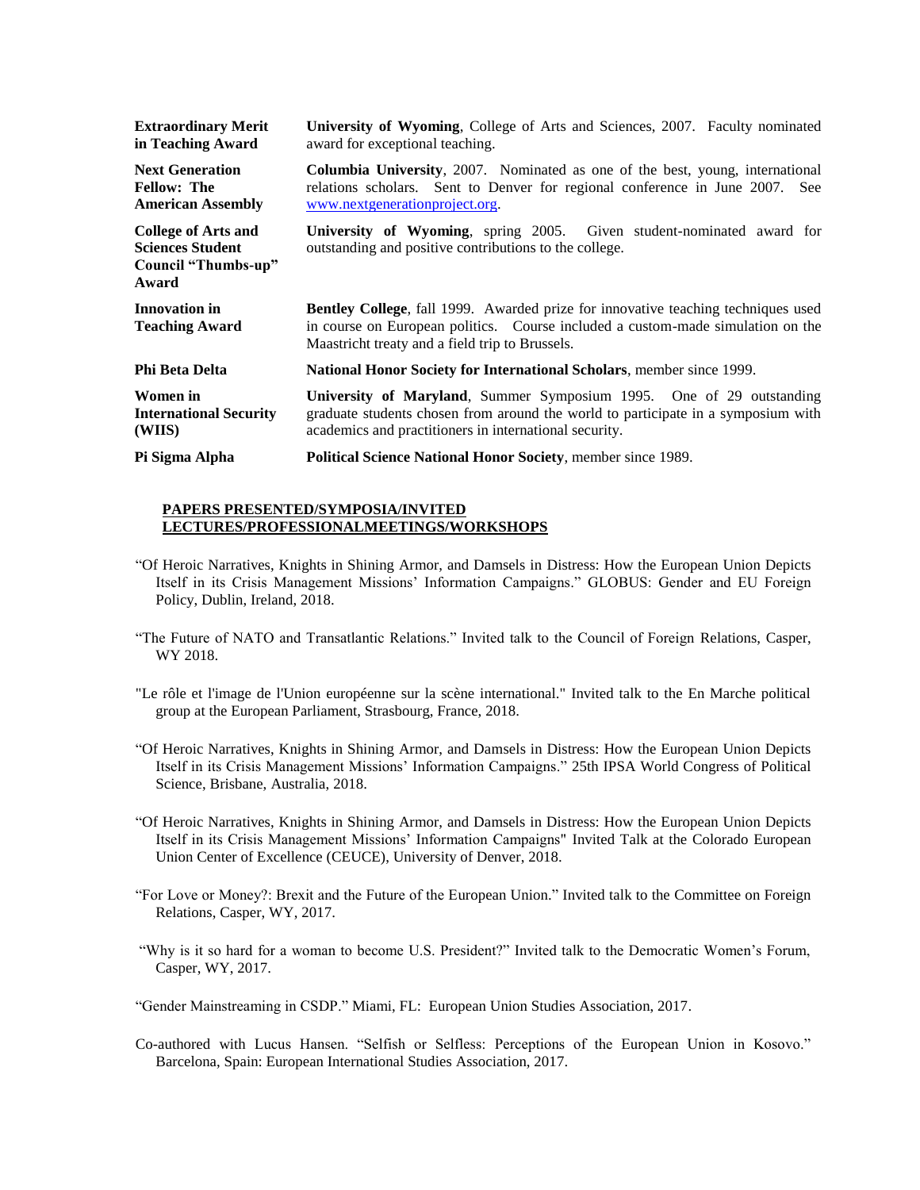| | |
|---|---|
| **Extraordinary Merit in Teaching Award** | **University of Wyoming**, College of Arts and Sciences, 2007. Faculty nominated award for exceptional teaching. |
| **Next Generation Fellow: The American Assembly** | **Columbia University**, 2007. Nominated as one of the best, young, international relations scholars. Sent to Denver for regional conference in June 2007. See www.nextgenerationproject.org. |
| **College of Arts and Sciences Student Council "Thumbs-up" Award** | **University of Wyoming**, spring 2005. Given student-nominated award for outstanding and positive contributions to the college. |
| **Innovation in Teaching Award** | **Bentley College**, fall 1999. Awarded prize for innovative teaching techniques used in course on European politics. Course included a custom-made simulation on the Maastricht treaty and a field trip to Brussels. |
| **Phi Beta Delta** | **National Honor Society for International Scholars**, member since 1999. |
| **Women in International Security (WIIS)** | **University of Maryland**, Summer Symposium 1995. One of 29 outstanding graduate students chosen from around the world to participate in a symposium with academics and practitioners in international security. |
| **Pi Sigma Alpha** | **Political Science National Honor Society**, member since 1989. |

**PAPERS PRESENTED/SYMPOSIA/INVITED LECTURES/PROFESSIONALMEETINGS/WORKSHOPS**

"Of Heroic Narratives, Knights in Shining Armor, and Damsels in Distress: How the European Union Depicts Itself in its Crisis Management Missions' Information Campaigns." GLOBUS: Gender and EU Foreign Policy, Dublin, Ireland, 2018.

"The Future of NATO and Transatlantic Relations." Invited talk to the Council of Foreign Relations, Casper, WY 2018.

"Le rôle et l'image de l'Union européenne sur la scène international." Invited talk to the En Marche political group at the European Parliament, Strasbourg, France, 2018.

"Of Heroic Narratives, Knights in Shining Armor, and Damsels in Distress: How the European Union Depicts Itself in its Crisis Management Missions' Information Campaigns." 25th IPSA World Congress of Political Science, Brisbane, Australia, 2018.

"Of Heroic Narratives, Knights in Shining Armor, and Damsels in Distress: How the European Union Depicts Itself in its Crisis Management Missions' Information Campaigns" Invited Talk at the Colorado European Union Center of Excellence (CEUCE), University of Denver, 2018.

"For Love or Money?: Brexit and the Future of the European Union." Invited talk to the Committee on Foreign Relations, Casper, WY, 2017.

"Why is it so hard for a woman to become U.S. President?" Invited talk to the Democratic Women's Forum, Casper, WY, 2017.

"Gender Mainstreaming in CSDP." Miami, FL: European Union Studies Association, 2017.

Co-authored with Lucus Hansen. "Selfish or Selfless: Perceptions of the European Union in Kosovo." Barcelona, Spain: European International Studies Association, 2017.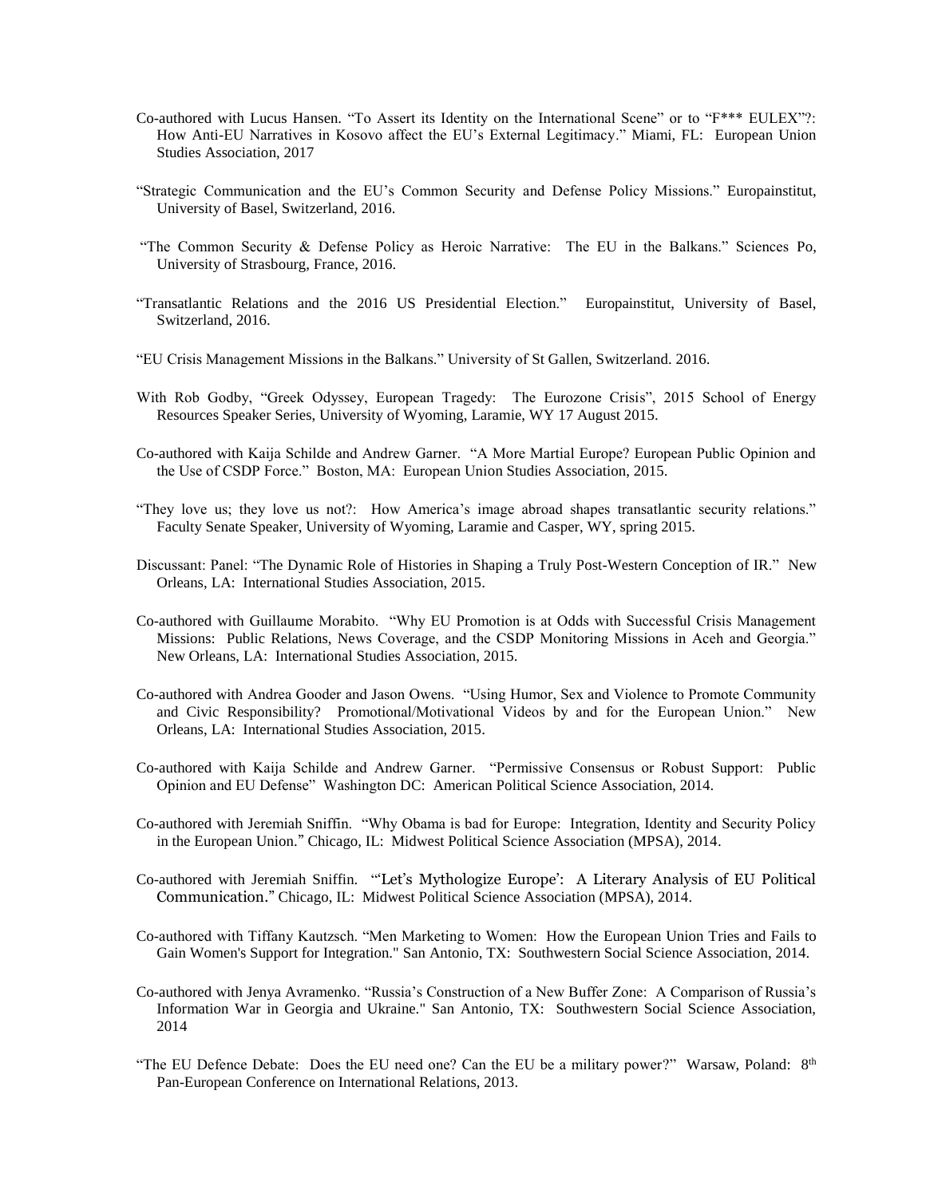Co-authored with Lucus Hansen. "To Assert its Identity on the International Scene" or to "F*** EULEX"?: How Anti-EU Narratives in Kosovo affect the EU's External Legitimacy." Miami, FL: European Union Studies Association, 2017

"Strategic Communication and the EU's Common Security and Defense Policy Missions." Europainstitut, University of Basel, Switzerland, 2016.

"The Common Security & Defense Policy as Heroic Narrative: The EU in the Balkans." Sciences Po, University of Strasbourg, France, 2016.

"Transatlantic Relations and the 2016 US Presidential Election." Europainstitut, University of Basel, Switzerland, 2016.

"EU Crisis Management Missions in the Balkans." University of St Gallen, Switzerland. 2016.

With Rob Godby, "Greek Odyssey, European Tragedy: The Eurozone Crisis", 2015 School of Energy Resources Speaker Series, University of Wyoming, Laramie, WY 17 August 2015.

Co-authored with Kaija Schilde and Andrew Garner. "A More Martial Europe? European Public Opinion and the Use of CSDP Force." Boston, MA: European Union Studies Association, 2015.

"They love us; they love us not?: How America's image abroad shapes transatlantic security relations." Faculty Senate Speaker, University of Wyoming, Laramie and Casper, WY, spring 2015.

Discussant: Panel: "The Dynamic Role of Histories in Shaping a Truly Post-Western Conception of IR." New Orleans, LA: International Studies Association, 2015.

Co-authored with Guillaume Morabito. "Why EU Promotion is at Odds with Successful Crisis Management Missions: Public Relations, News Coverage, and the CSDP Monitoring Missions in Aceh and Georgia." New Orleans, LA: International Studies Association, 2015.

Co-authored with Andrea Gooder and Jason Owens. "Using Humor, Sex and Violence to Promote Community and Civic Responsibility? Promotional/Motivational Videos by and for the European Union." New Orleans, LA: International Studies Association, 2015.

Co-authored with Kaija Schilde and Andrew Garner. "Permissive Consensus or Robust Support: Public Opinion and EU Defense" Washington DC: American Political Science Association, 2014.

Co-authored with Jeremiah Sniffin. "Why Obama is bad for Europe: Integration, Identity and Security Policy in the European Union." Chicago, IL: Midwest Political Science Association (MPSA), 2014.

Co-authored with Jeremiah Sniffin. "'Let's Mythologize Europe': A Literary Analysis of EU Political Communication." Chicago, IL: Midwest Political Science Association (MPSA), 2014.

Co-authored with Tiffany Kautzsch. "Men Marketing to Women: How the European Union Tries and Fails to Gain Women's Support for Integration." San Antonio, TX: Southwestern Social Science Association, 2014.

Co-authored with Jenya Avramenko. "Russia's Construction of a New Buffer Zone: A Comparison of Russia's Information War in Georgia and Ukraine." San Antonio, TX: Southwestern Social Science Association, 2014

"The EU Defence Debate: Does the EU need one? Can the EU be a military power?" Warsaw, Poland: 8th Pan-European Conference on International Relations, 2013.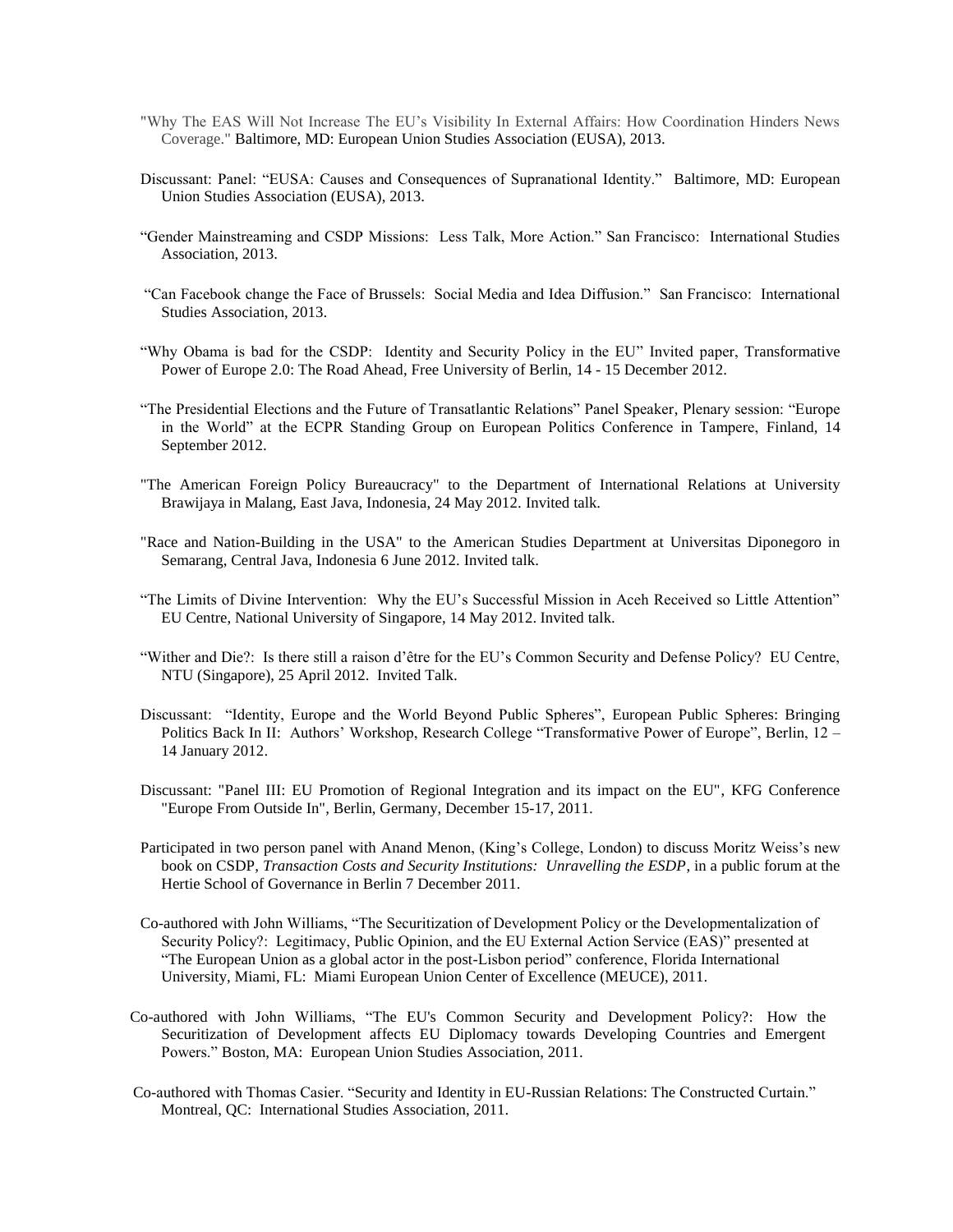"Why The EAS Will Not Increase The EU's Visibility In External Affairs: How Coordination Hinders News Coverage." Baltimore, MD: European Union Studies Association (EUSA), 2013.

Discussant: Panel: "EUSA: Causes and Consequences of Supranational Identity." Baltimore, MD: European Union Studies Association (EUSA), 2013.

"Gender Mainstreaming and CSDP Missions: Less Talk, More Action." San Francisco: International Studies Association, 2013.

"Can Facebook change the Face of Brussels: Social Media and Idea Diffusion." San Francisco: International Studies Association, 2013.

"Why Obama is bad for the CSDP: Identity and Security Policy in the EU" Invited paper, Transformative Power of Europe 2.0: The Road Ahead, Free University of Berlin, 14 - 15 December 2012.

"The Presidential Elections and the Future of Transatlantic Relations" Panel Speaker, Plenary session: "Europe in the World" at the ECPR Standing Group on European Politics Conference in Tampere, Finland, 14 September 2012.

"The American Foreign Policy Bureaucracy" to the Department of International Relations at University Brawijaya in Malang, East Java, Indonesia, 24 May 2012. Invited talk.

"Race and Nation-Building in the USA" to the American Studies Department at Universitas Diponegoro in Semarang, Central Java, Indonesia 6 June 2012. Invited talk.

"The Limits of Divine Intervention: Why the EU's Successful Mission in Aceh Received so Little Attention" EU Centre, National University of Singapore, 14 May 2012. Invited talk.

"Wither and Die?: Is there still a raison d'être for the EU's Common Security and Defense Policy? EU Centre, NTU (Singapore), 25 April 2012. Invited Talk.

Discussant: "Identity, Europe and the World Beyond Public Spheres", European Public Spheres: Bringing Politics Back In II: Authors' Workshop, Research College "Transformative Power of Europe", Berlin, 12 – 14 January 2012.

Discussant: "Panel III: EU Promotion of Regional Integration and its impact on the EU", KFG Conference "Europe From Outside In", Berlin, Germany, December 15-17, 2011.

Participated in two person panel with Anand Menon, (King's College, London) to discuss Moritz Weiss's new book on CSDP, *Transaction Costs and Security Institutions: Unravelling the ESDP*, in a public forum at the Hertie School of Governance in Berlin 7 December 2011.

Co-authored with John Williams, "The Securitization of Development Policy or the Developmentalization of Security Policy?: Legitimacy, Public Opinion, and the EU External Action Service (EAS)" presented at "The European Union as a global actor in the post-Lisbon period" conference, Florida International University, Miami, FL: Miami European Union Center of Excellence (MEUCE), 2011.

Co-authored with John Williams, "The EU's Common Security and Development Policy?: How the Securitization of Development affects EU Diplomacy towards Developing Countries and Emergent Powers." Boston, MA: European Union Studies Association, 2011.

Co-authored with Thomas Casier. "Security and Identity in EU-Russian Relations: The Constructed Curtain." Montreal, QC: International Studies Association, 2011.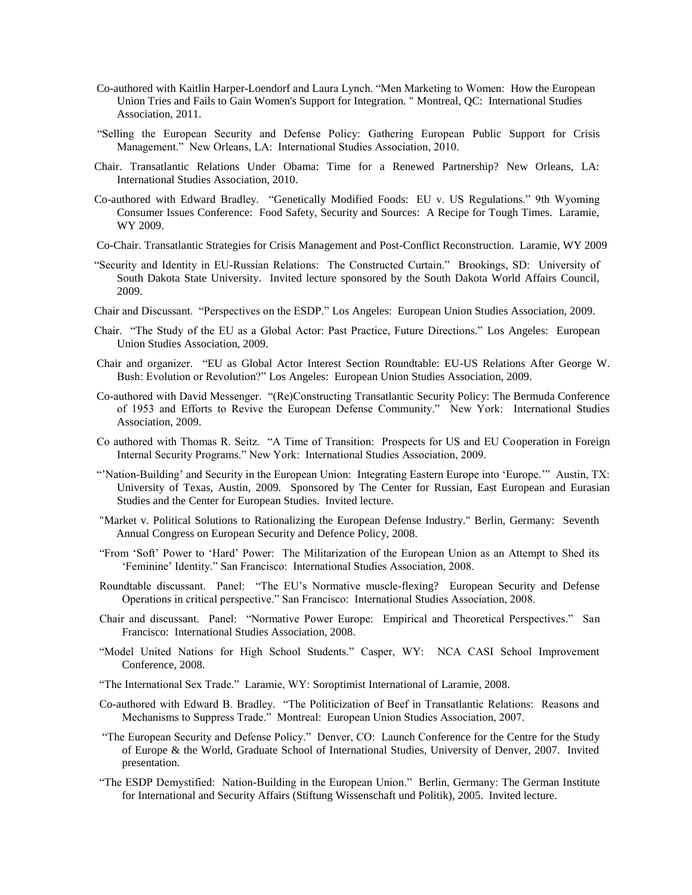Co-authored with Kaitlin Harper-Loendorf and Laura Lynch. "Men Marketing to Women: How the European Union Tries and Fails to Gain Women's Support for Integration. " Montreal, QC: International Studies Association, 2011.

"Selling the European Security and Defense Policy: Gathering European Public Support for Crisis Management." New Orleans, LA: International Studies Association, 2010.

Chair. Transatlantic Relations Under Obama: Time for a Renewed Partnership? New Orleans, LA: International Studies Association, 2010.

Co-authored with Edward Bradley. "Genetically Modified Foods: EU v. US Regulations." 9th Wyoming Consumer Issues Conference: Food Safety, Security and Sources: A Recipe for Tough Times. Laramie, WY 2009.

Co-Chair. Transatlantic Strategies for Crisis Management and Post-Conflict Reconstruction. Laramie, WY 2009

"Security and Identity in EU-Russian Relations: The Constructed Curtain." Brookings, SD: University of South Dakota State University. Invited lecture sponsored by the South Dakota World Affairs Council, 2009.

Chair and Discussant. "Perspectives on the ESDP." Los Angeles: European Union Studies Association, 2009.

Chair. "The Study of the EU as a Global Actor: Past Practice, Future Directions." Los Angeles: European Union Studies Association, 2009.

Chair and organizer. "EU as Global Actor Interest Section Roundtable: EU-US Relations After George W. Bush: Evolution or Revolution?" Los Angeles: European Union Studies Association, 2009.

Co-authored with David Messenger. "(Re)Constructing Transatlantic Security Policy: The Bermuda Conference of 1953 and Efforts to Revive the European Defense Community." New York: International Studies Association, 2009.

Co authored with Thomas R. Seitz. "A Time of Transition: Prospects for US and EU Cooperation in Foreign Internal Security Programs." New York: International Studies Association, 2009.

"'Nation-Building' and Security in the European Union: Integrating Eastern Europe into 'Europe.'" Austin, TX: University of Texas, Austin, 2009. Sponsored by The Center for Russian, East European and Eurasian Studies and the Center for European Studies. Invited lecture.

"Market v. Political Solutions to Rationalizing the European Defense Industry." Berlin, Germany: Seventh Annual Congress on European Security and Defence Policy, 2008.

"From 'Soft' Power to 'Hard' Power: The Militarization of the European Union as an Attempt to Shed its 'Feminine' Identity." San Francisco: International Studies Association, 2008.

Roundtable discussant. Panel: "The EU's Normative muscle-flexing? European Security and Defense Operations in critical perspective." San Francisco: International Studies Association, 2008.

Chair and discussant. Panel: "Normative Power Europe: Empirical and Theoretical Perspectives." San Francisco: International Studies Association, 2008.

"Model United Nations for High School Students." Casper, WY: NCA CASI School Improvement Conference, 2008.

"The International Sex Trade." Laramie, WY: Soroptimist International of Laramie, 2008.

Co-authored with Edward B. Bradley. "The Politicization of Beef in Transatlantic Relations: Reasons and Mechanisms to Suppress Trade." Montreal: European Union Studies Association, 2007.

"The European Security and Defense Policy." Denver, CO: Launch Conference for the Centre for the Study of Europe & the World, Graduate School of International Studies, University of Denver, 2007. Invited presentation.

"The ESDP Demystified: Nation-Building in the European Union." Berlin, Germany: The German Institute for International and Security Affairs (Stiftung Wissenschaft und Politik), 2005. Invited lecture.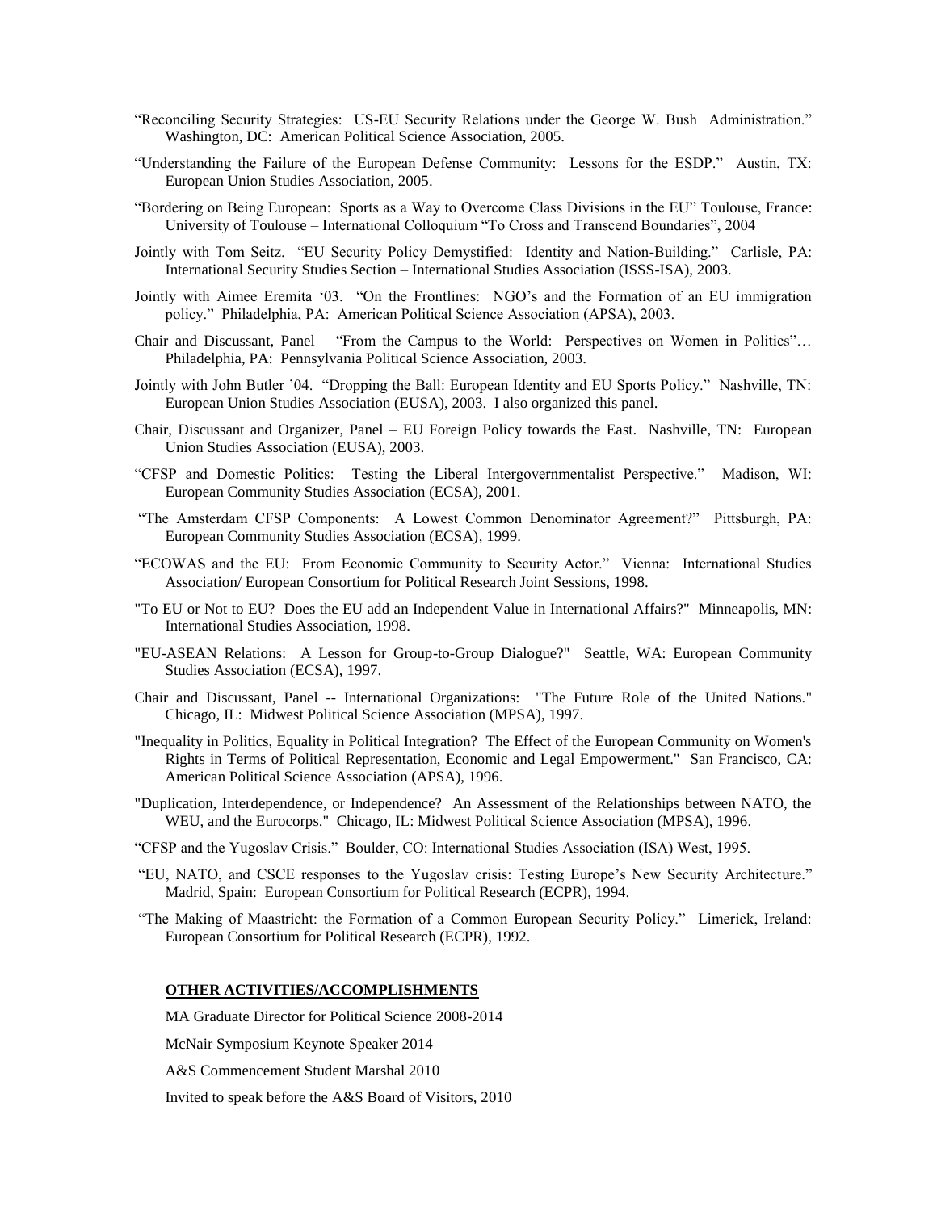"Reconciling Security Strategies: US-EU Security Relations under the George W. Bush Administration." Washington, DC: American Political Science Association, 2005.

"Understanding the Failure of the European Defense Community: Lessons for the ESDP." Austin, TX: European Union Studies Association, 2005.

"Bordering on Being European: Sports as a Way to Overcome Class Divisions in the EU" Toulouse, France: University of Toulouse – International Colloquium "To Cross and Transcend Boundaries", 2004

Jointly with Tom Seitz. "EU Security Policy Demystified: Identity and Nation-Building." Carlisle, PA: International Security Studies Section – International Studies Association (ISSS-ISA), 2003.

Jointly with Aimee Eremita '03. "On the Frontlines: NGO's and the Formation of an EU immigration policy." Philadelphia, PA: American Political Science Association (APSA), 2003.

Chair and Discussant, Panel – "From the Campus to the World: Perspectives on Women in Politics"… Philadelphia, PA: Pennsylvania Political Science Association, 2003.

Jointly with John Butler '04. "Dropping the Ball: European Identity and EU Sports Policy." Nashville, TN: European Union Studies Association (EUSA), 2003. I also organized this panel.

Chair, Discussant and Organizer, Panel – EU Foreign Policy towards the East. Nashville, TN: European Union Studies Association (EUSA), 2003.

"CFSP and Domestic Politics: Testing the Liberal Intergovernmentalist Perspective." Madison, WI: European Community Studies Association (ECSA), 2001.

"The Amsterdam CFSP Components: A Lowest Common Denominator Agreement?" Pittsburgh, PA: European Community Studies Association (ECSA), 1999.

"ECOWAS and the EU: From Economic Community to Security Actor." Vienna: International Studies Association/ European Consortium for Political Research Joint Sessions, 1998.

"To EU or Not to EU? Does the EU add an Independent Value in International Affairs?" Minneapolis, MN: International Studies Association, 1998.

"EU-ASEAN Relations: A Lesson for Group-to-Group Dialogue?" Seattle, WA: European Community Studies Association (ECSA), 1997.

Chair and Discussant, Panel -- International Organizations: "The Future Role of the United Nations." Chicago, IL: Midwest Political Science Association (MPSA), 1997.

"Inequality in Politics, Equality in Political Integration? The Effect of the European Community on Women's Rights in Terms of Political Representation, Economic and Legal Empowerment." San Francisco, CA: American Political Science Association (APSA), 1996.

"Duplication, Interdependence, or Independence? An Assessment of the Relationships between NATO, the WEU, and the Eurocorps." Chicago, IL: Midwest Political Science Association (MPSA), 1996.

"CFSP and the Yugoslav Crisis." Boulder, CO: International Studies Association (ISA) West, 1995.

"EU, NATO, and CSCE responses to the Yugoslav crisis: Testing Europe's New Security Architecture." Madrid, Spain: European Consortium for Political Research (ECPR), 1994.

"The Making of Maastricht: the Formation of a Common European Security Policy." Limerick, Ireland: European Consortium for Political Research (ECPR), 1992.

**OTHER ACTIVITIES/ACCOMPLISHMENTS**

MA Graduate Director for Political Science 2008-2014

McNair Symposium Keynote Speaker 2014

A&S Commencement Student Marshal 2010

Invited to speak before the A&S Board of Visitors, 2010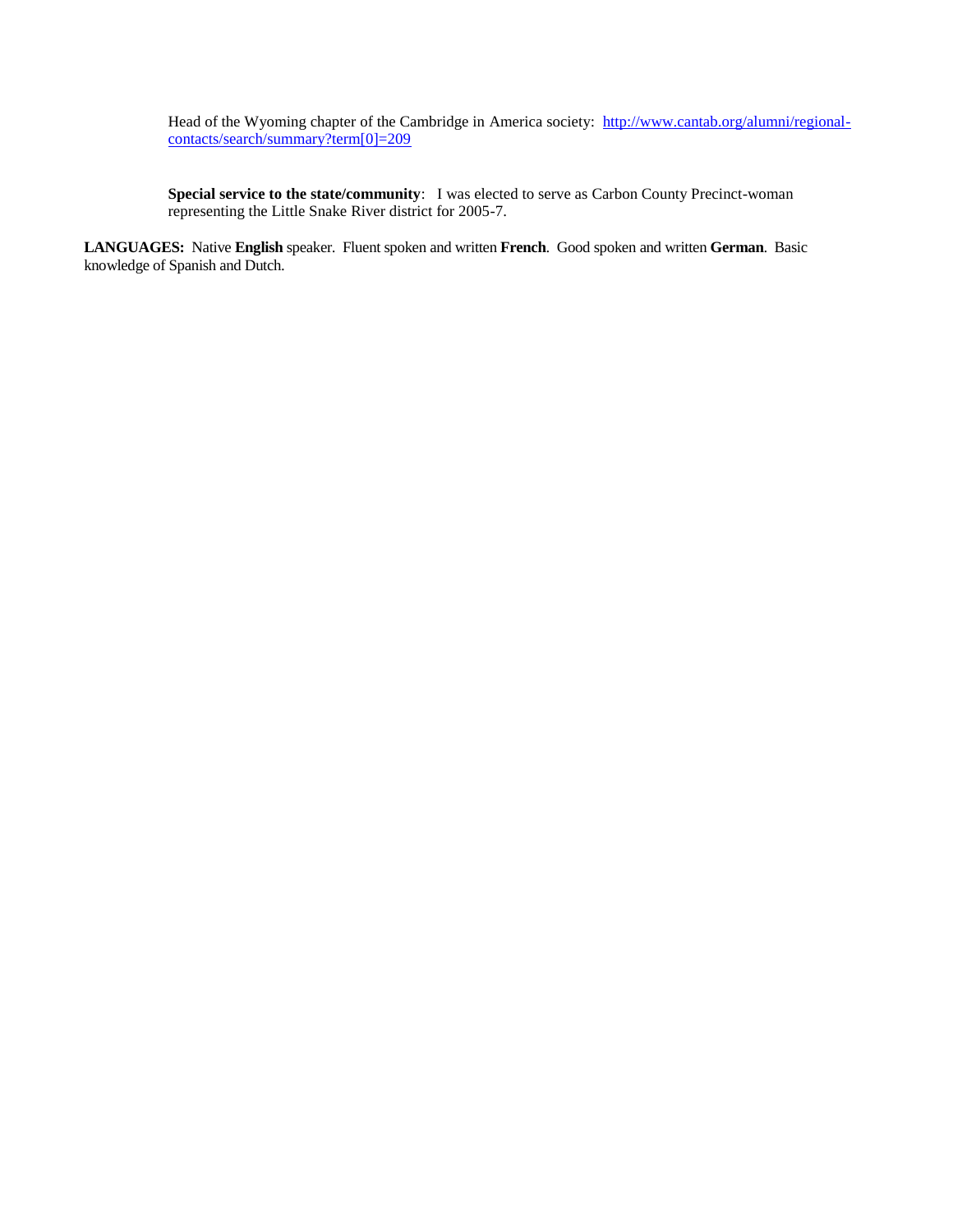Head of the Wyoming chapter of the Cambridge in America society: [http://www.cantab.org/alumni/regional-contacts/search/summary?term[0]=209](http://www.cantab.org/alumni/regional-contacts/search/summary?term[0]=209)

**Special service to the state/community**: I was elected to serve as Carbon County Precinct-woman representing the Little Snake River district for 2005-7.

**LANGUAGES:** Native **English** speaker. Fluent spoken and written **French**. Good spoken and written **German**. Basic knowledge of Spanish and Dutch.